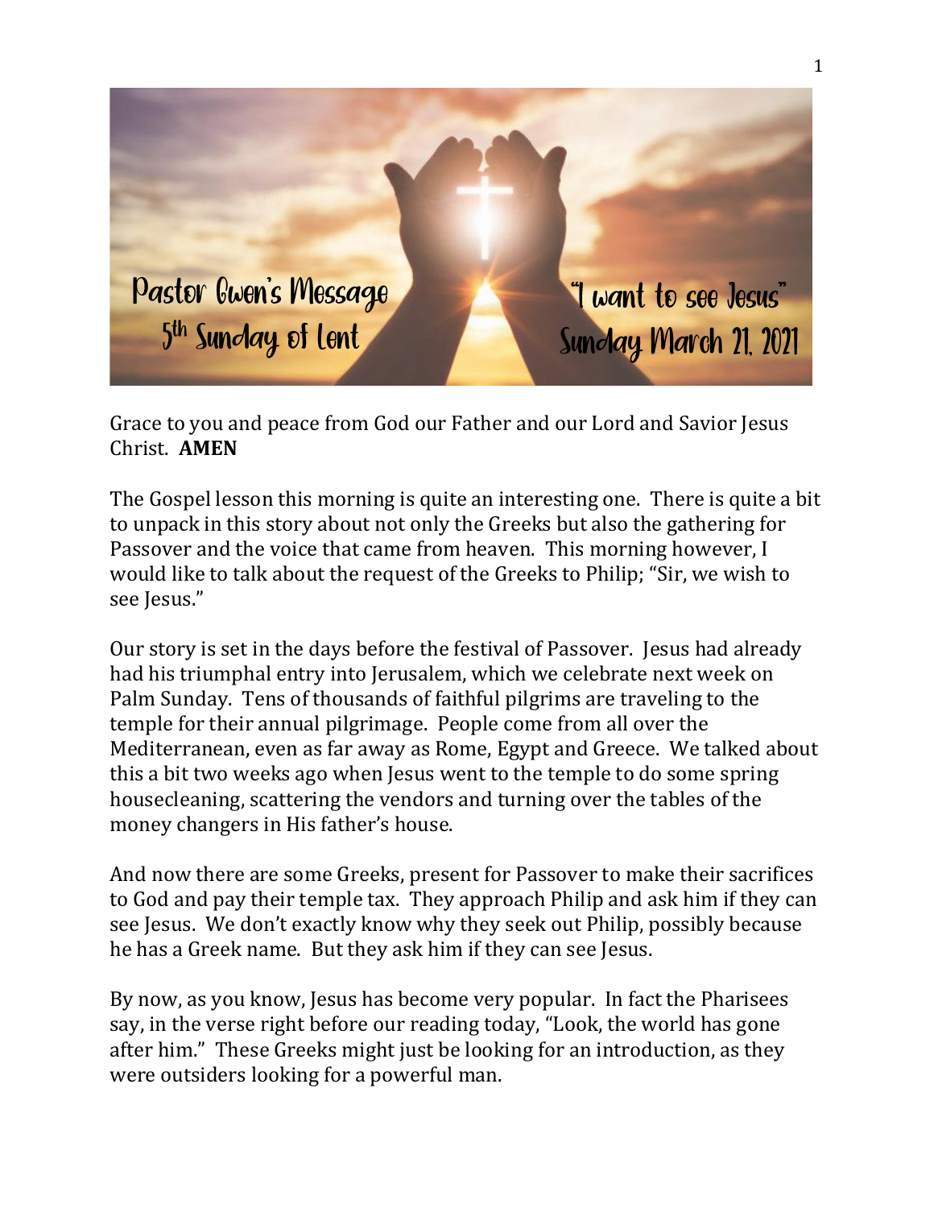# Pastor Gwen's Message
## 5th Sunday of Lent

# "I want to see Jesus"
## Sunday March 21, 2021

Grace to you and peace from God our Father and our Lord and Savior Jesus Christ. **AMEN**

The Gospel lesson this morning is quite an interesting one. There is quite a bit to unpack in this story about not only the Greeks but also the gathering for Passover and the voice that came from heaven. This morning however, I would like to talk about the request of the Greeks to Philip; "Sir, we wish to see Jesus."

Our story is set in the days before the festival of Passover. Jesus had already had his triumphal entry into Jerusalem, which we celebrate next week on Palm Sunday. Tens of thousands of faithful pilgrims are traveling to the temple for their annual pilgrimage. People come from all over the Mediterranean, even as far away as Rome, Egypt and Greece. We talked about this a bit two weeks ago when Jesus went to the temple to do some spring housecleaning, scattering the vendors and turning over the tables of the money changers in His father's house.

And now there are some Greeks, present for Passover to make their sacrifices to God and pay their temple tax. They approach Philip and ask him if they can see Jesus. We don't exactly know why they seek out Philip, possibly because he has a Greek name. But they ask him if they can see Jesus.

By now, as you know, Jesus has become very popular. In fact the Pharisees say, in the verse right before our reading today, "Look, the world has gone after him." These Greeks might just be looking for an introduction, as they were outsiders looking for a powerful man.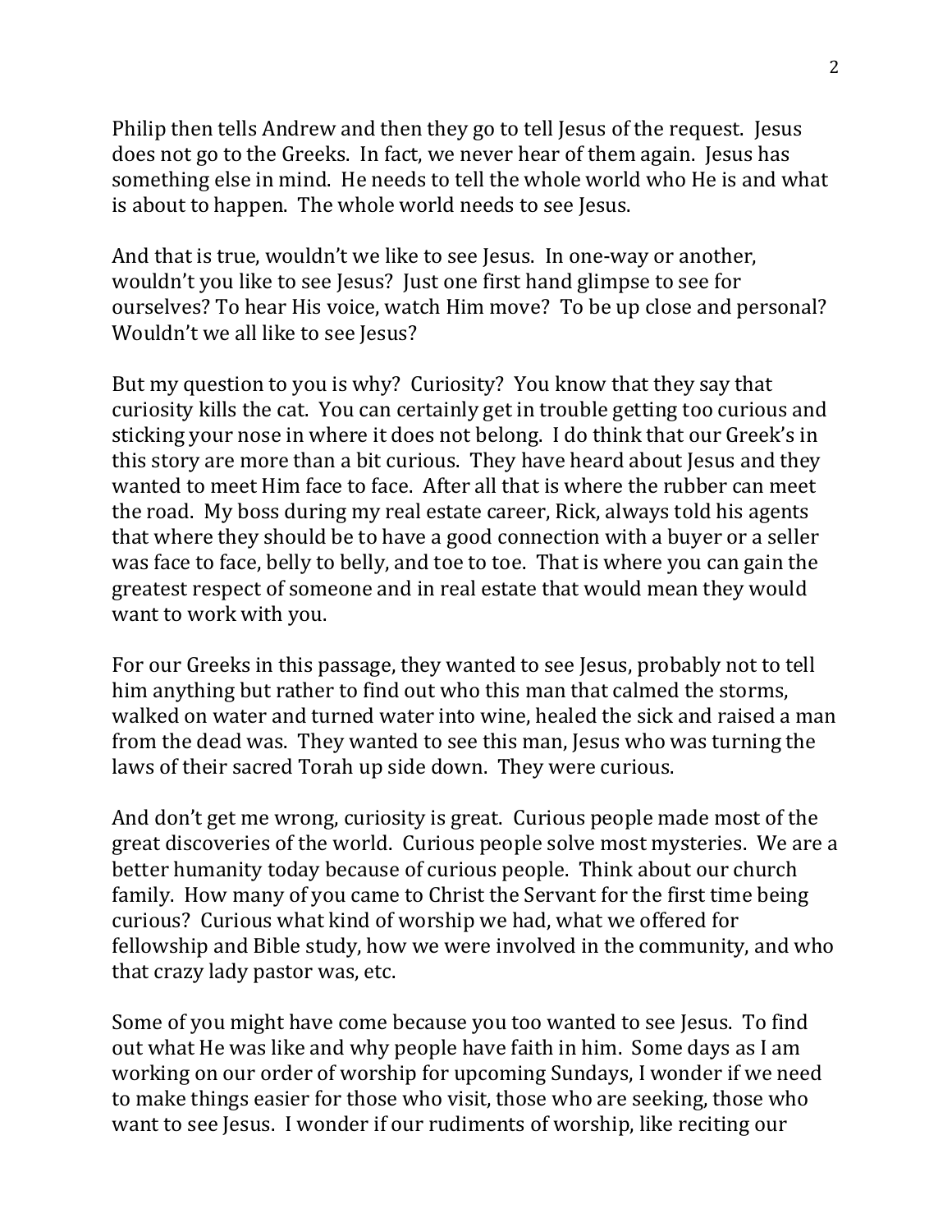Philip then tells Andrew and then they go to tell Jesus of the request. Jesus does not go to the Greeks. In fact, we never hear of them again. Jesus has something else in mind. He needs to tell the whole world who He is and what is about to happen. The whole world needs to see Jesus.

And that is true, wouldn't we like to see Jesus. In one-way or another, wouldn't you like to see Jesus? Just one first hand glimpse to see for ourselves? To hear His voice, watch Him move? To be up close and personal? Wouldn't we all like to see Jesus?

But my question to you is why? Curiosity? You know that they say that curiosity kills the cat. You can certainly get in trouble getting too curious and sticking your nose in where it does not belong. I do think that our Greek's in this story are more than a bit curious. They have heard about Jesus and they wanted to meet Him face to face. After all that is where the rubber can meet the road. My boss during my real estate career, Rick, always told his agents that where they should be to have a good connection with a buyer or a seller was face to face, belly to belly, and toe to toe. That is where you can gain the greatest respect of someone and in real estate that would mean they would want to work with you.

For our Greeks in this passage, they wanted to see Jesus, probably not to tell him anything but rather to find out who this man that calmed the storms, walked on water and turned water into wine, healed the sick and raised a man from the dead was. They wanted to see this man, Jesus who was turning the laws of their sacred Torah up side down. They were curious.

And don't get me wrong, curiosity is great. Curious people made most of the great discoveries of the world. Curious people solve most mysteries. We are a better humanity today because of curious people. Think about our church family. How many of you came to Christ the Servant for the first time being curious? Curious what kind of worship we had, what we offered for fellowship and Bible study, how we were involved in the community, and who that crazy lady pastor was, etc.

Some of you might have come because you too wanted to see Jesus. To find out what He was like and why people have faith in him. Some days as I am working on our order of worship for upcoming Sundays, I wonder if we need to make things easier for those who visit, those who are seeking, those who want to see Jesus. I wonder if our rudiments of worship, like reciting our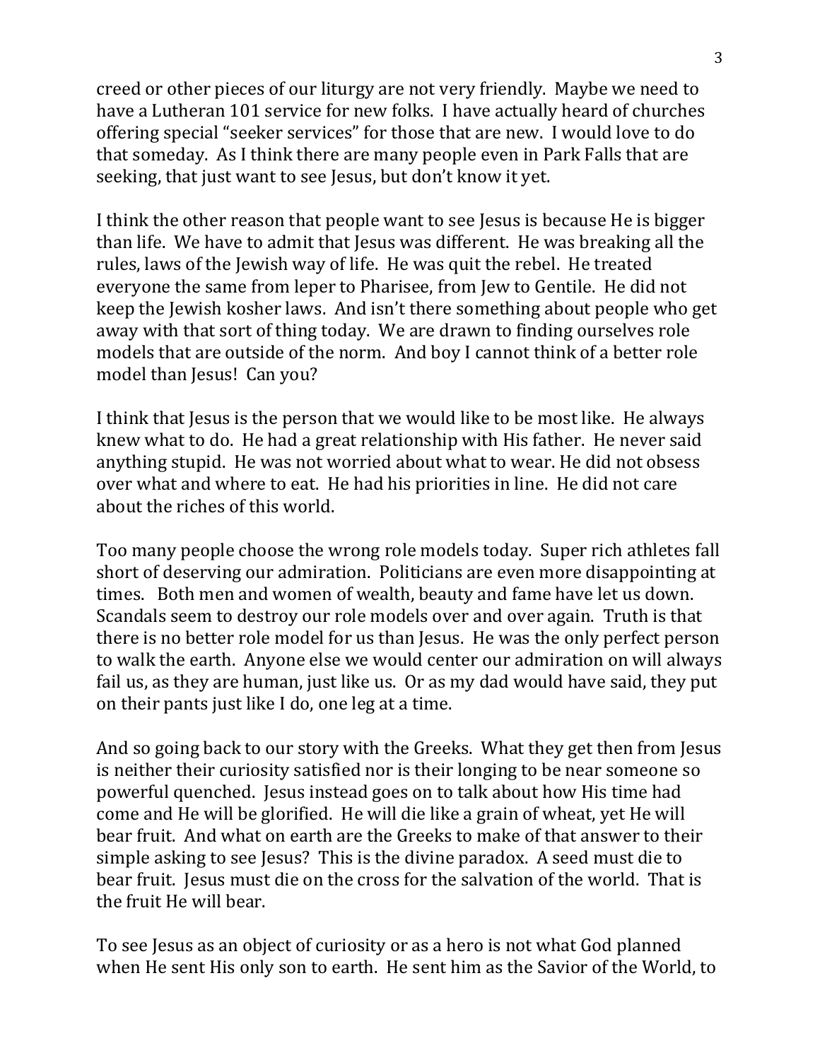creed or other pieces of our liturgy are not very friendly. Maybe we need to have a Lutheran 101 service for new folks. I have actually heard of churches offering special "seeker services" for those that are new. I would love to do that someday. As I think there are many people even in Park Falls that are seeking, that just want to see Jesus, but don't know it yet.

I think the other reason that people want to see Jesus is because He is bigger than life. We have to admit that Jesus was different. He was breaking all the rules, laws of the Jewish way of life. He was quit the rebel. He treated everyone the same from leper to Pharisee, from Jew to Gentile. He did not keep the Jewish kosher laws. And isn't there something about people who get away with that sort of thing today. We are drawn to finding ourselves role models that are outside of the norm. And boy I cannot think of a better role model than Jesus! Can you?

I think that Jesus is the person that we would like to be most like. He always knew what to do. He had a great relationship with His father. He never said anything stupid. He was not worried about what to wear. He did not obsess over what and where to eat. He had his priorities in line. He did not care about the riches of this world.

Too many people choose the wrong role models today. Super rich athletes fall short of deserving our admiration. Politicians are even more disappointing at times. Both men and women of wealth, beauty and fame have let us down. Scandals seem to destroy our role models over and over again. Truth is that there is no better role model for us than Jesus. He was the only perfect person to walk the earth. Anyone else we would center our admiration on will always fail us, as they are human, just like us. Or as my dad would have said, they put on their pants just like I do, one leg at a time.

And so going back to our story with the Greeks. What they get then from Jesus is neither their curiosity satisfied nor is their longing to be near someone so powerful quenched. Jesus instead goes on to talk about how His time had come and He will be glorified. He will die like a grain of wheat, yet He will bear fruit. And what on earth are the Greeks to make of that answer to their simple asking to see Jesus? This is the divine paradox. A seed must die to bear fruit. Jesus must die on the cross for the salvation of the world. That is the fruit He will bear.

To see Jesus as an object of curiosity or as a hero is not what God planned when He sent His only son to earth. He sent him as the Savior of the World, to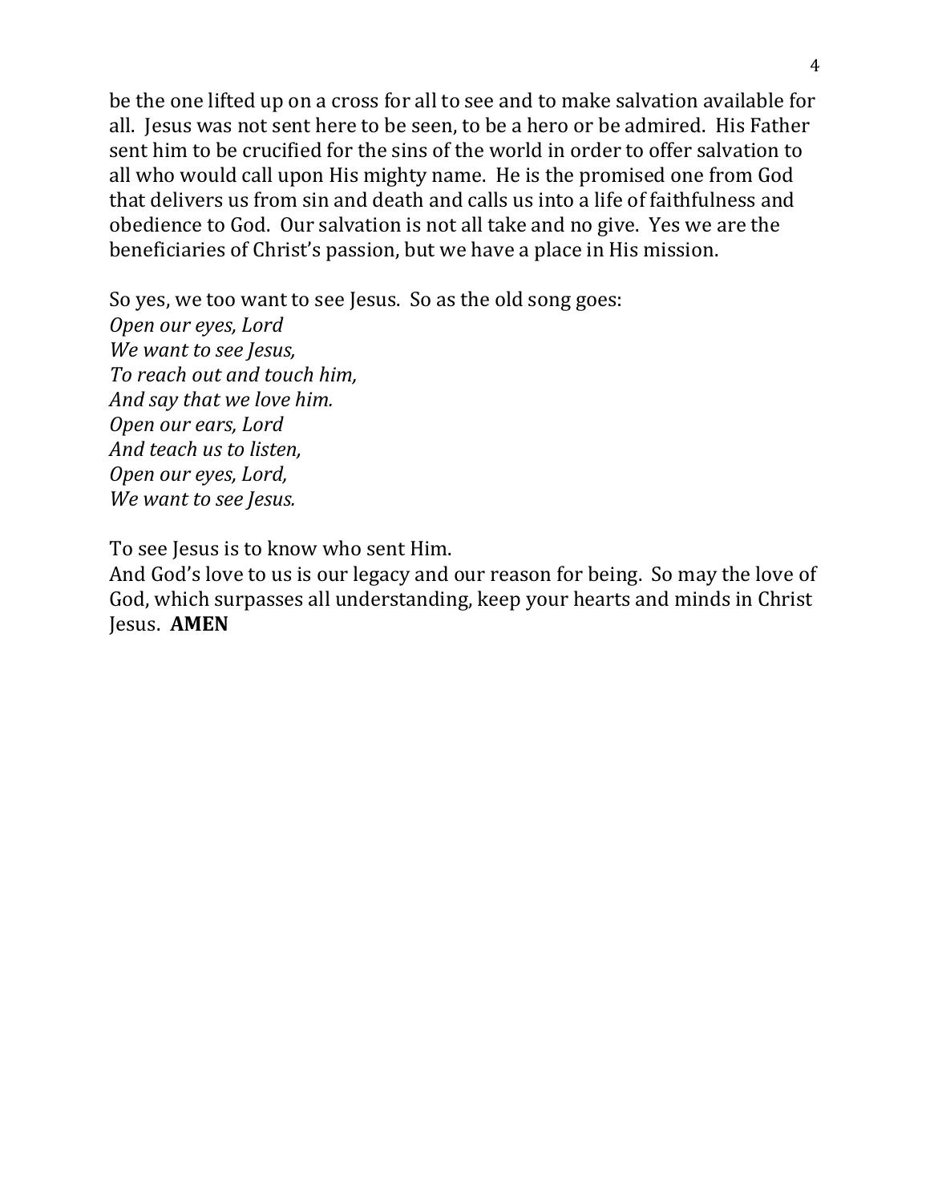be the one lifted up on a cross for all to see and to make salvation available for all. Jesus was not sent here to be seen, to be a hero or be admired. His Father sent him to be crucified for the sins of the world in order to offer salvation to all who would call upon His mighty name. He is the promised one from God that delivers us from sin and death and calls us into a life of faithfulness and obedience to God. Our salvation is not all take and no give. Yes we are the beneficiaries of Christ's passion, but we have a place in His mission.

So yes, we too want to see Jesus. So as the old song goes:
*Open our eyes, Lord*
*We want to see Jesus,*
*To reach out and touch him,*
*And say that we love him.*
*Open our ears, Lord*
*And teach us to listen,*
*Open our eyes, Lord,*
*We want to see Jesus.*

To see Jesus is to know who sent Him.
And God's love to us is our legacy and our reason for being. So may the love of God, which surpasses all understanding, keep your hearts and minds in Christ Jesus. **AMEN**